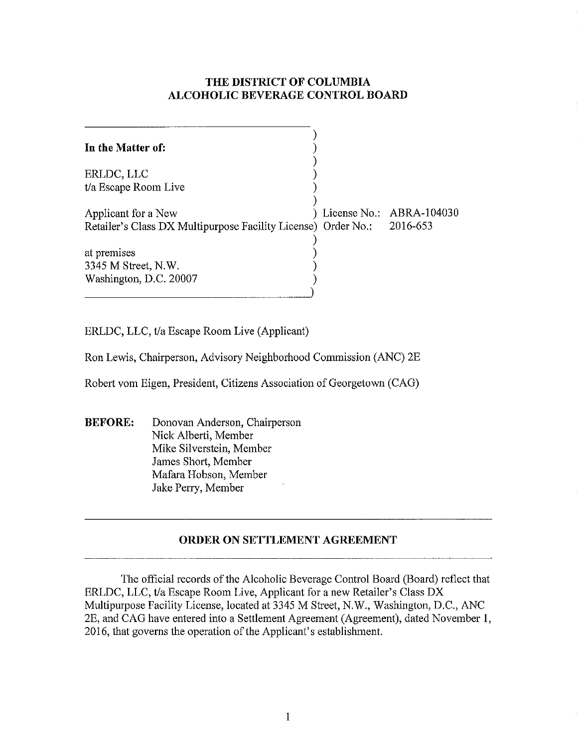# THE DISTRICT OF COLUMBIA
# ALCOHOLIC BEVERAGE CONTROL BOARD

**In the Matter of:**

ERLDC, LLC
t/a Escape Room Live

Applicant for a New
Retailer's Class DX Multipurpose Facility License

at premises
3345 M Street, N.W.
Washington, D.C. 20007

License No.: ABRA-104030
Order No.: 2016-653

ERLDC, LLC, t/a Escape Room Live (Applicant)

Ron Lewis, Chairperson, Advisory Neighborhood Commission (ANC) 2E

Robert vom Eigen, President, Citizens Association of Georgetown (CAG)

**BEFORE:** Donovan Anderson, Chairperson
Nick Alberti, Member
Mike Silverstein, Member
James Short, Member
Mafara Hobson, Member
Jake Perry, Member

## ORDER ON SETTLEMENT AGREEMENT

The official records of the Alcoholic Beverage Control Board (Board) reflect that ERLDC, LLC, t/a Escape Room Live, Applicant for a new Retailer's Class DX Multipurpose Facility License, located at 3345 M Street, N.W., Washington, D.C., ANC 2E, and CAG have entered into a Settlement Agreement (Agreement), dated November 1, 2016, that governs the operation of the Applicant's establishment.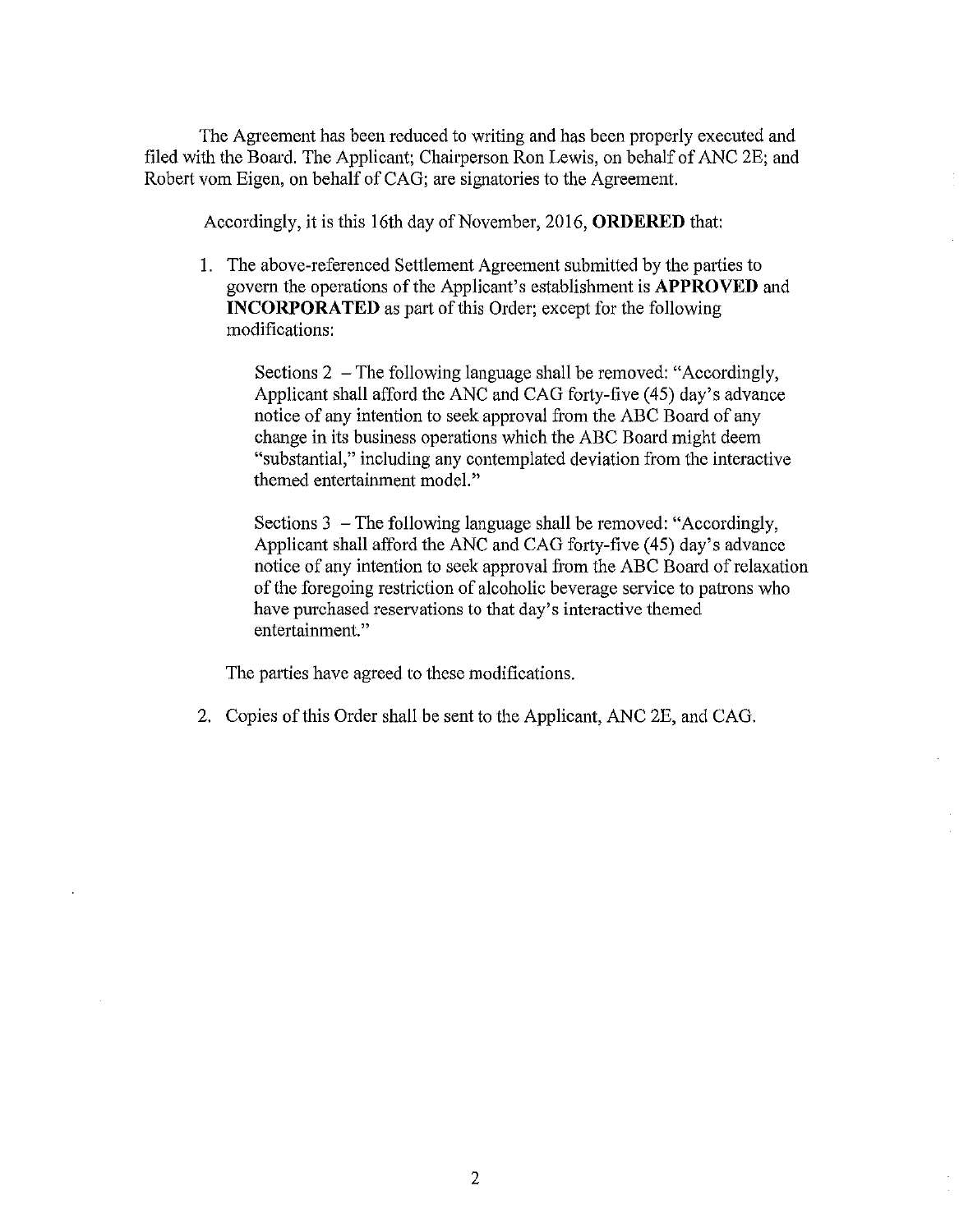The Agreement has been reduced to writing and has been properly executed and filed with the Board. The Applicant; Chairperson Ron Lewis, on behalf of ANC 2E; and Robert vom Eigen, on behalf of CAG; are signatories to the Agreement.

Accordingly, it is this 16th day of November, 2016, **ORDERED** that:

1. The above-referenced Settlement Agreement submitted by the parties to govern the operations of the Applicant's establishment is **APPROVED** and **INCORPORATED** as part of this Order; except for the following modifications:

   Sections 2 – The following language shall be removed: "Accordingly, Applicant shall afford the ANC and CAG forty-five (45) day's advance notice of any intention to seek approval from the ABC Board of any change in its business operations which the ABC Board might deem "substantial," including any contemplated deviation from the interactive themed entertainment model."

   Sections 3 – The following language shall be removed: "Accordingly, Applicant shall afford the ANC and CAG forty-five (45) day's advance notice of any intention to seek approval from the ABC Board of relaxation of the foregoing restriction of alcoholic beverage service to patrons who have purchased reservations to that day's interactive themed entertainment."

   The parties have agreed to these modifications.

2. Copies of this Order shall be sent to the Applicant, ANC 2E, and CAG.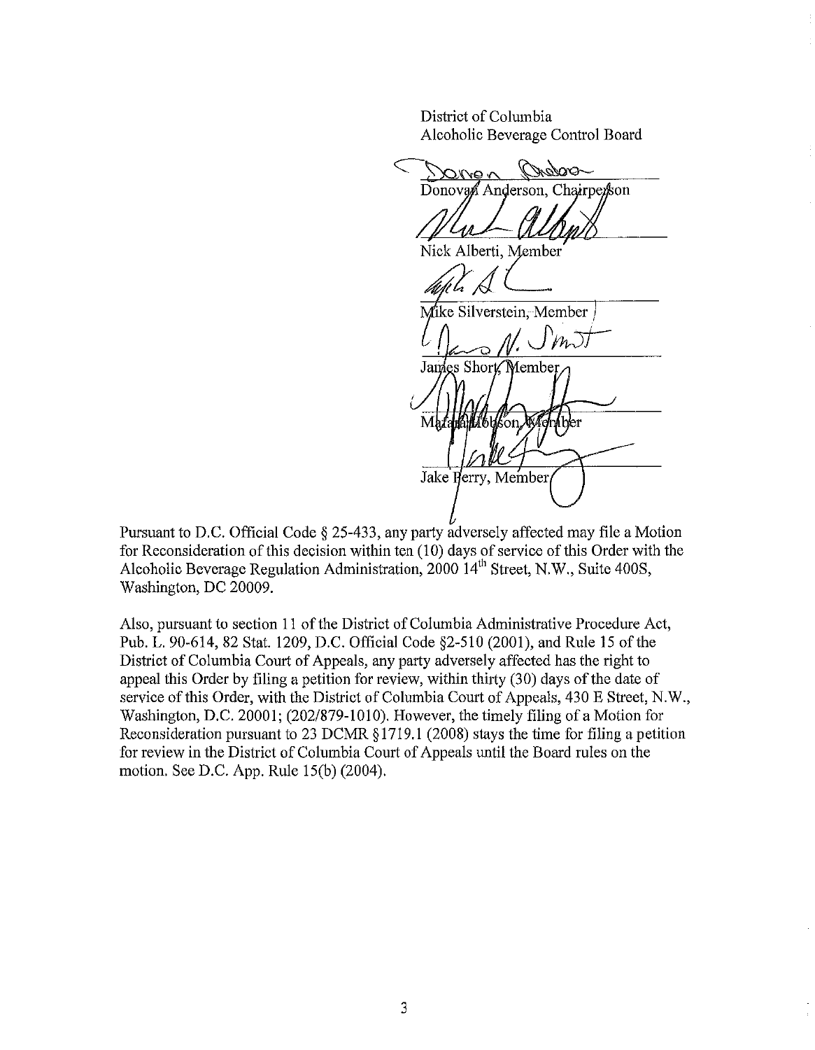District of Columbia
Alcoholic Beverage Control Board

Donovan Anderson, Chairperson

Nick Alberti, Member

Mike Silverstein, Member

James Short, Member

Mafara Hobson, Member

Jake Perry, Member

Pursuant to D.C. Official Code § 25-433, any party adversely affected may file a Motion for Reconsideration of this decision within ten (10) days of service of this Order with the Alcoholic Beverage Regulation Administration, 2000 14th Street, N.W., Suite 400S, Washington, DC 20009.

Also, pursuant to section 11 of the District of Columbia Administrative Procedure Act, Pub. L. 90-614, 82 Stat. 1209, D.C. Official Code §2-510 (2001), and Rule 15 of the District of Columbia Court of Appeals, any party adversely affected has the right to appeal this Order by filing a petition for review, within thirty (30) days of the date of service of this Order, with the District of Columbia Court of Appeals, 430 E Street, N.W., Washington, D.C. 20001; (202/879-1010). However, the timely filing of a Motion for Reconsideration pursuant to 23 DCMR §1719.1 (2008) stays the time for filing a petition for review in the District of Columbia Court of Appeals until the Board rules on the motion. See D.C. App. Rule 15(b) (2004).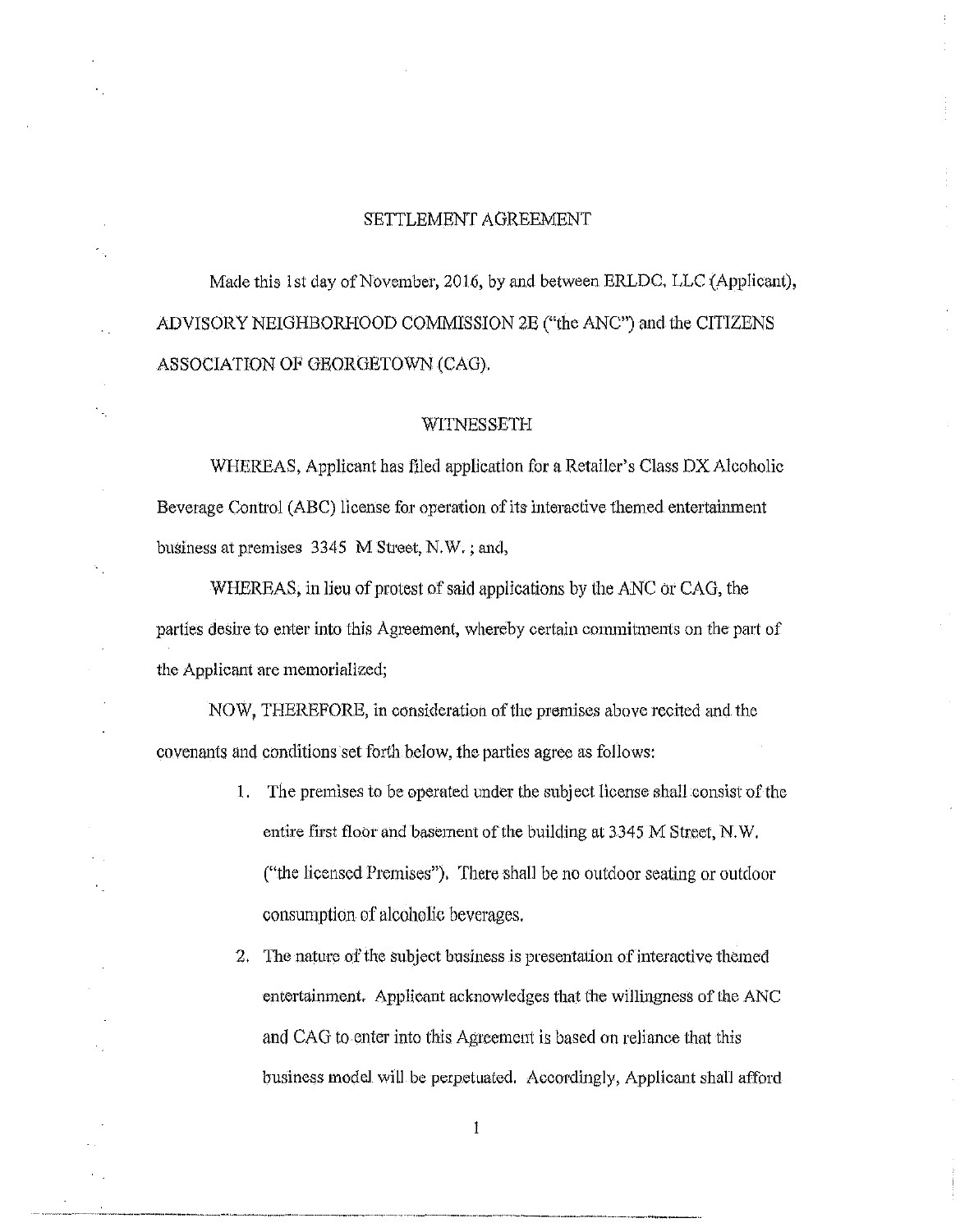# SETTLEMENT AGREEMENT

Made this 1st day of November, 2016, by and between ERLDC, LLC (Applicant), ADVISORY NEIGHBORHOOD COMMISSION 2E ("the ANC") and the CITIZENS ASSOCIATION OF GEORGETOWN (CAG).

## WITNESSETH

WHEREAS, Applicant has filed application for a Retailer's Class DX Alcoholic Beverage Control (ABC) license for operation of its interactive themed entertainment business at premises 3345 M Street, N.W. ; and,

WHEREAS, in lieu of protest of said applications by the ANC or CAG, the parties desire to enter into this Agreement, whereby certain commitments on the part of the Applicant are memorialized;

NOW, THEREFORE, in consideration of the premises above recited and the covenants and conditions set forth below, the parties agree as follows:

1. The premises to be operated under the subject license shall consist of the entire first floor and basement of the building at 3345 M Street, N.W. ("the licensed Premises"). There shall be no outdoor seating or outdoor consumption of alcoholic beverages.
2. The nature of the subject business is presentation of interactive themed entertainment. Applicant acknowledges that the willingness of the ANC and CAG to enter into this Agreement is based on reliance that this business model will be perpetuated. Accordingly, Applicant shall afford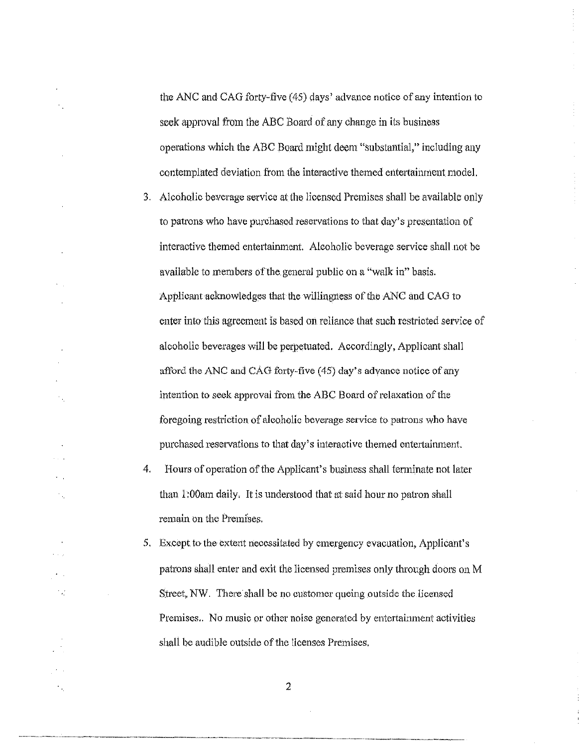the ANC and CAG forty-five (45) days' advance notice of any intention to seek approval from the ABC Board of any change in its business operations which the ABC Board might deem "substantial," including any contemplated deviation from the interactive themed entertainment model.

3. Alcoholic beverage service at the licensed Premises shall be available only to patrons who have purchased reservations to that day's presentation of interactive themed entertainment. Alcoholic beverage service shall not be available to members of the general public on a "walk in" basis. Applicant acknowledges that the willingness of the ANC and CAG to enter into this agreement is based on reliance that such restricted service of alcoholic beverages will be perpetuated. Accordingly, Applicant shall afford the ANC and CAG forty-five (45) day's advance notice of any intention to seek approval from the ABC Board of relaxation of the foregoing restriction of alcoholic beverage service to patrons who have purchased reservations to that day's interactive themed entertainment.

4. Hours of operation of the Applicant's business shall terminate not later than 1:00am daily. It is understood that at said hour no patron shall remain on the Premises.

5. Except to the extent necessitated by emergency evacuation, Applicant's patrons shall enter and exit the licensed premises only through doors on M Street, NW. There shall be no customer queing outside the licensed Premises.. No music or other noise generated by entertainment activities shall be audible outside of the licenses Premises.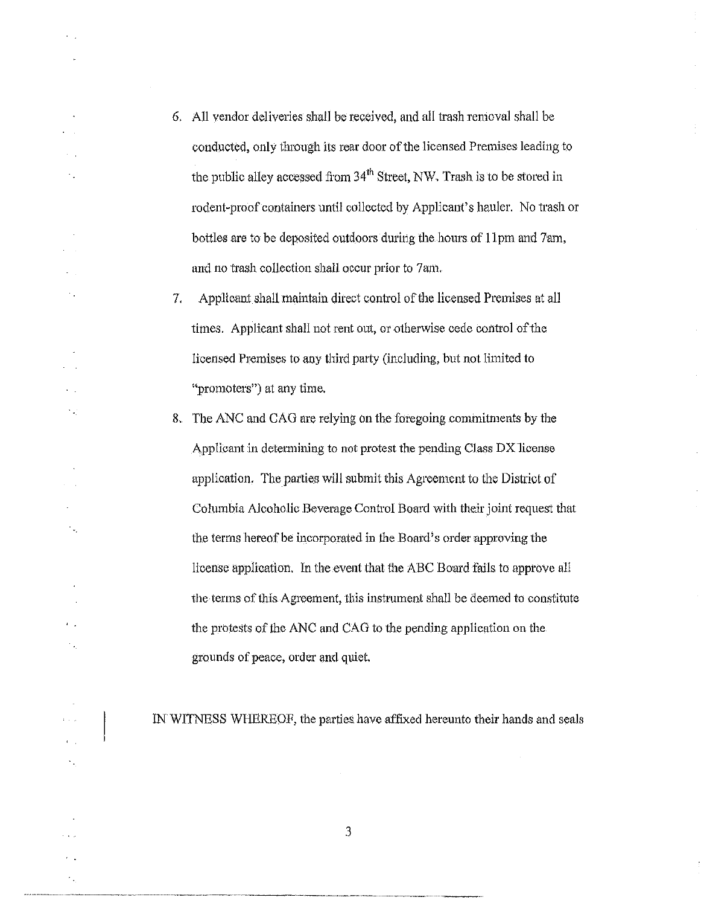6. All vendor deliveries shall be received, and all trash removal shall be conducted, only through its rear door of the licensed Premises leading to the public alley accessed from 34th Street, NW. Trash is to be stored in rodent-proof containers until collected by Applicant's hauler. No trash or bottles are to be deposited outdoors during the hours of 11pm and 7am, and no trash collection shall occur prior to 7am.

7. Applicant shall maintain direct control of the licensed Premises at all times. Applicant shall not rent out, or otherwise cede control of the licensed Premises to any third party (including, but not limited to "promoters") at any time.

8. The ANC and CAG are relying on the foregoing commitments by the Applicant in determining to not protest the pending Class DX license application. The parties will submit this Agreement to the District of Columbia Alcoholic Beverage Control Board with their joint request that the terms hereof be incorporated in the Board's order approving the license application. In the event that the ABC Board fails to approve all the terms of this Agreement, this instrument shall be deemed to constitute the protests of the ANC and CAG to the pending application on the grounds of peace, order and quiet.

IN WITNESS WHEREOF, the parties have affixed hereunto their hands and seals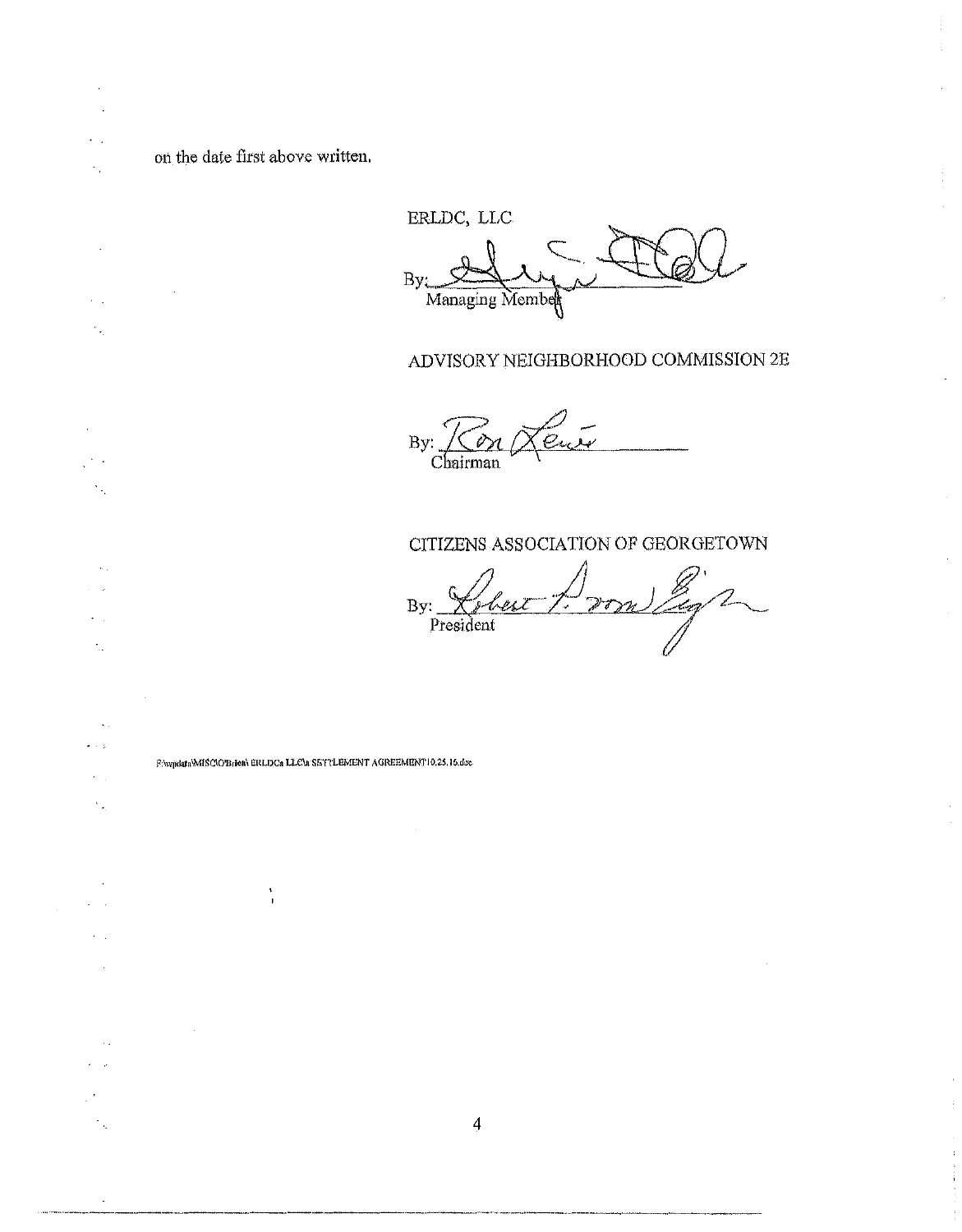on the date first above written.

ERLDC, LLC

By: ______________________
Managing Member

ADVISORY NEIGHBORHOOD COMMISSION 2E

By: ______________________
Chairman

CITIZENS ASSOCIATION OF GEORGETOWN

By: ______________________
President

F:\wpdata\MISC\O'Brien\ERLDCs LLC\a SETTLEMENT AGREEMENT10.25.16.doc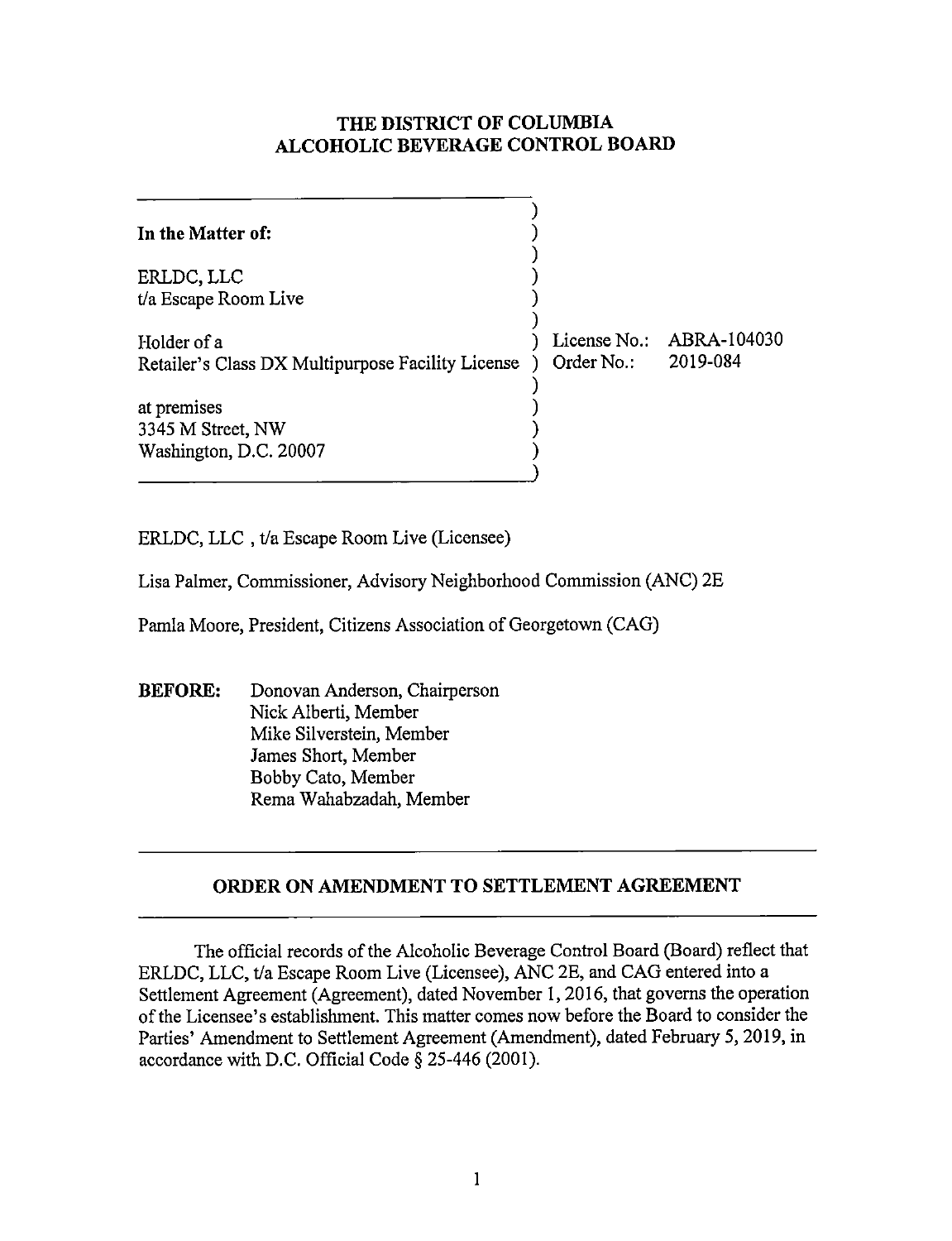# THE DISTRICT OF COLUMBIA
# ALCOHOLIC BEVERAGE CONTROL BOARD

| | | |
|---|---|---|
| **In the Matter of:** | | |
| ERLDC, LLC<br>t/a Escape Room Live | | |
| Holder of a<br>Retailer's Class DX Multipurpose Facility License | License No.:<br>Order No.: | ABRA-104030<br>2019-084 |
| at premises<br>3345 M Street, NW<br>Washington, D.C. 20007 | | |

ERLDC, LLC , t/a Escape Room Live (Licensee)

Lisa Palmer, Commissioner, Advisory Neighborhood Commission (ANC) 2E

Pamla Moore, President, Citizens Association of Georgetown (CAG)

**BEFORE:** Donovan Anderson, Chairperson
Nick Alberti, Member
Mike Silverstein, Member
James Short, Member
Bobby Cato, Member
Rema Wahabzadah, Member

## ORDER ON AMENDMENT TO SETTLEMENT AGREEMENT

The official records of the Alcoholic Beverage Control Board (Board) reflect that ERLDC, LLC, t/a Escape Room Live (Licensee), ANC 2E, and CAG entered into a Settlement Agreement (Agreement), dated November 1, 2016, that governs the operation of the Licensee's establishment. This matter comes now before the Board to consider the Parties' Amendment to Settlement Agreement (Amendment), dated February 5, 2019, in accordance with D.C. Official Code § 25-446 (2001).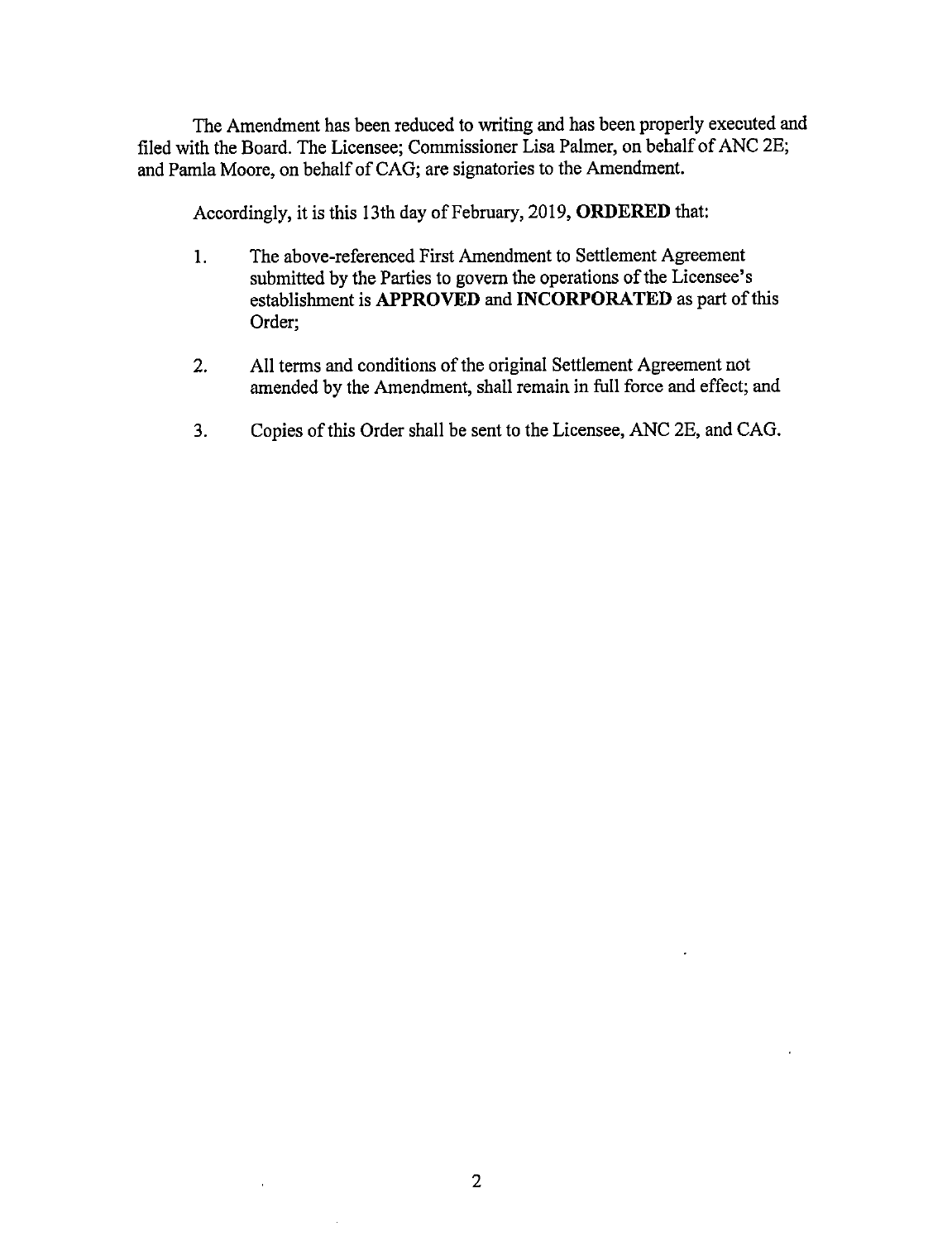The Amendment has been reduced to writing and has been properly executed and filed with the Board. The Licensee; Commissioner Lisa Palmer, on behalf of ANC 2E; and Pamla Moore, on behalf of CAG; are signatories to the Amendment.

Accordingly, it is this 13th day of February, 2019, **ORDERED** that:

1. The above-referenced First Amendment to Settlement Agreement submitted by the Parties to govern the operations of the Licensee's establishment is **APPROVED** and **INCORPORATED** as part of this Order;

2. All terms and conditions of the original Settlement Agreement not amended by the Amendment, shall remain in full force and effect; and

3. Copies of this Order shall be sent to the Licensee, ANC 2E, and CAG.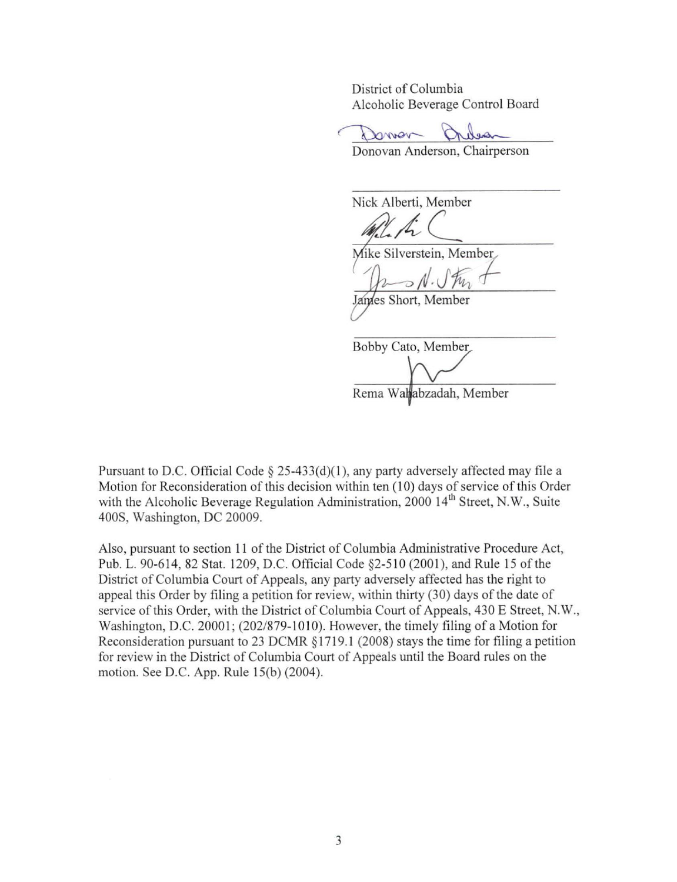District of Columbia
Alcoholic Beverage Control Board

Donovan Anderson, Chairperson

Nick Alberti, Member

Mike Silverstein, Member

James Short, Member

Bobby Cato, Member

Rema Wahabzadah, Member

Pursuant to D.C. Official Code § 25-433(d)(1), any party adversely affected may file a Motion for Reconsideration of this decision within ten (10) days of service of this Order with the Alcoholic Beverage Regulation Administration, 2000 14th Street, N.W., Suite 400S, Washington, DC 20009.

Also, pursuant to section 11 of the District of Columbia Administrative Procedure Act, Pub. L. 90-614, 82 Stat. 1209, D.C. Official Code §2-510 (2001), and Rule 15 of the District of Columbia Court of Appeals, any party adversely affected has the right to appeal this Order by filing a petition for review, within thirty (30) days of the date of service of this Order, with the District of Columbia Court of Appeals, 430 E Street, N.W., Washington, D.C. 20001; (202/879-1010). However, the timely filing of a Motion for Reconsideration pursuant to 23 DCMR §1719.1 (2008) stays the time for filing a petition for review in the District of Columbia Court of Appeals until the Board rules on the motion. See D.C. App. Rule 15(b) (2004).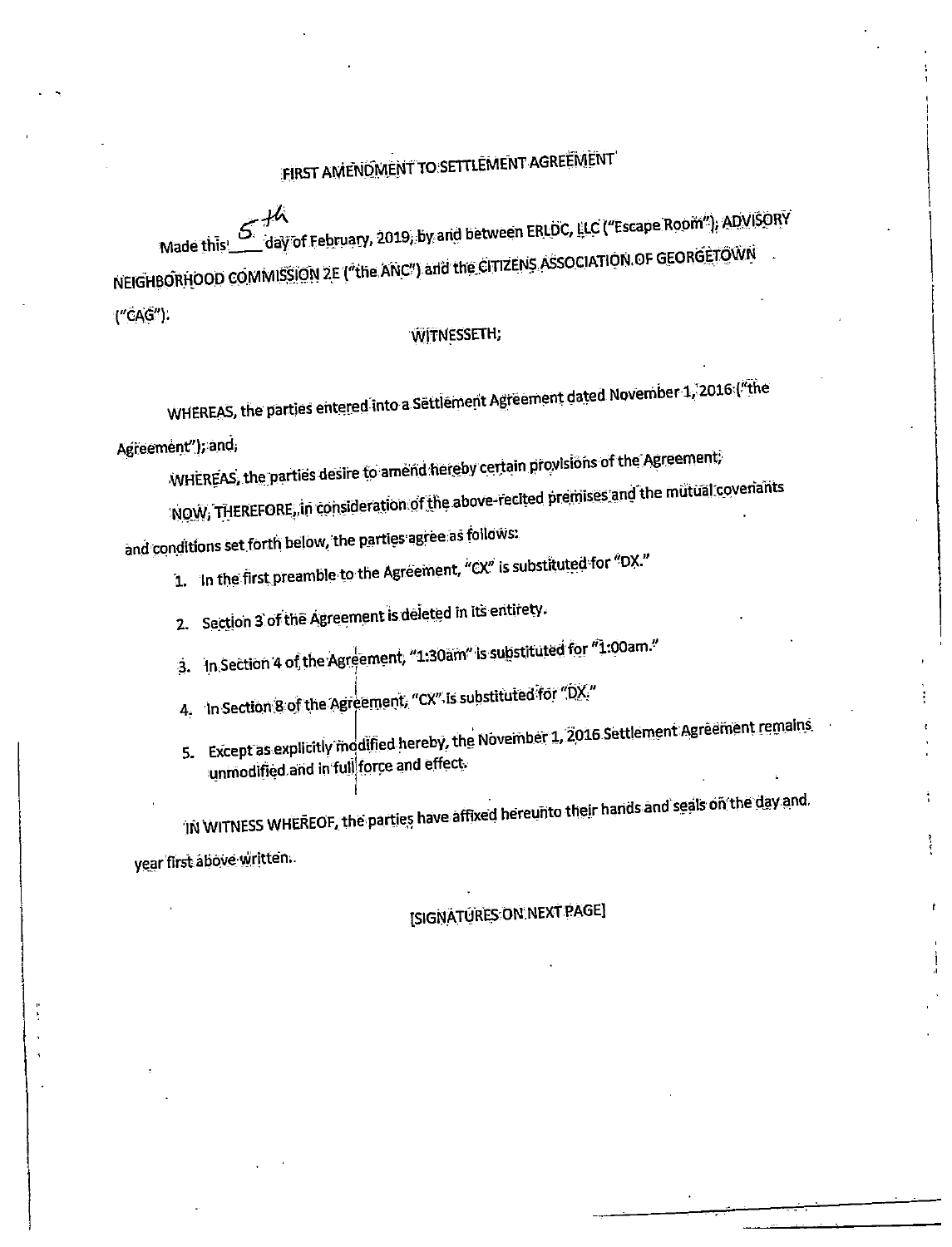# FIRST AMENDMENT TO SETTLEMENT AGREEMENT

Made this 5th day of February, 2019, by and between ERLDC, LLC ("Escape Room"); ADVISORY NEIGHBORHOOD COMMISSION 2E ("the ANC") and the CITIZENS ASSOCIATION OF GEORGETOWN ("CAG").

WITNESSETH;

WHEREAS, the parties entered into a Settlement Agreement dated November 1, 2016 ("the Agreement"); and,

WHEREAS, the parties desire to amend hereby certain provisions of the Agreement;

NOW, THEREFORE, in consideration of the above-recited premises and the mutual covenants and conditions set forth below, the parties agree as follows:

1. In the first preamble to the Agreement, "CX" is substituted for "DX."
2. Section 3 of the Agreement is deleted in its entirety.
3. In Section 4 of the Agreement, "1:30am" is substituted for "1:00am."
4. In Section 8 of the Agreement, "CX" is substituted for "DX."
5. Except as explicitly modified hereby, the November 1, 2016 Settlement Agreement remains unmodified and in full force and effect.

IN WITNESS WHEREOF, the parties have affixed hereunto their hands and seals on the day and year first above written.

[SIGNATURES ON NEXT PAGE]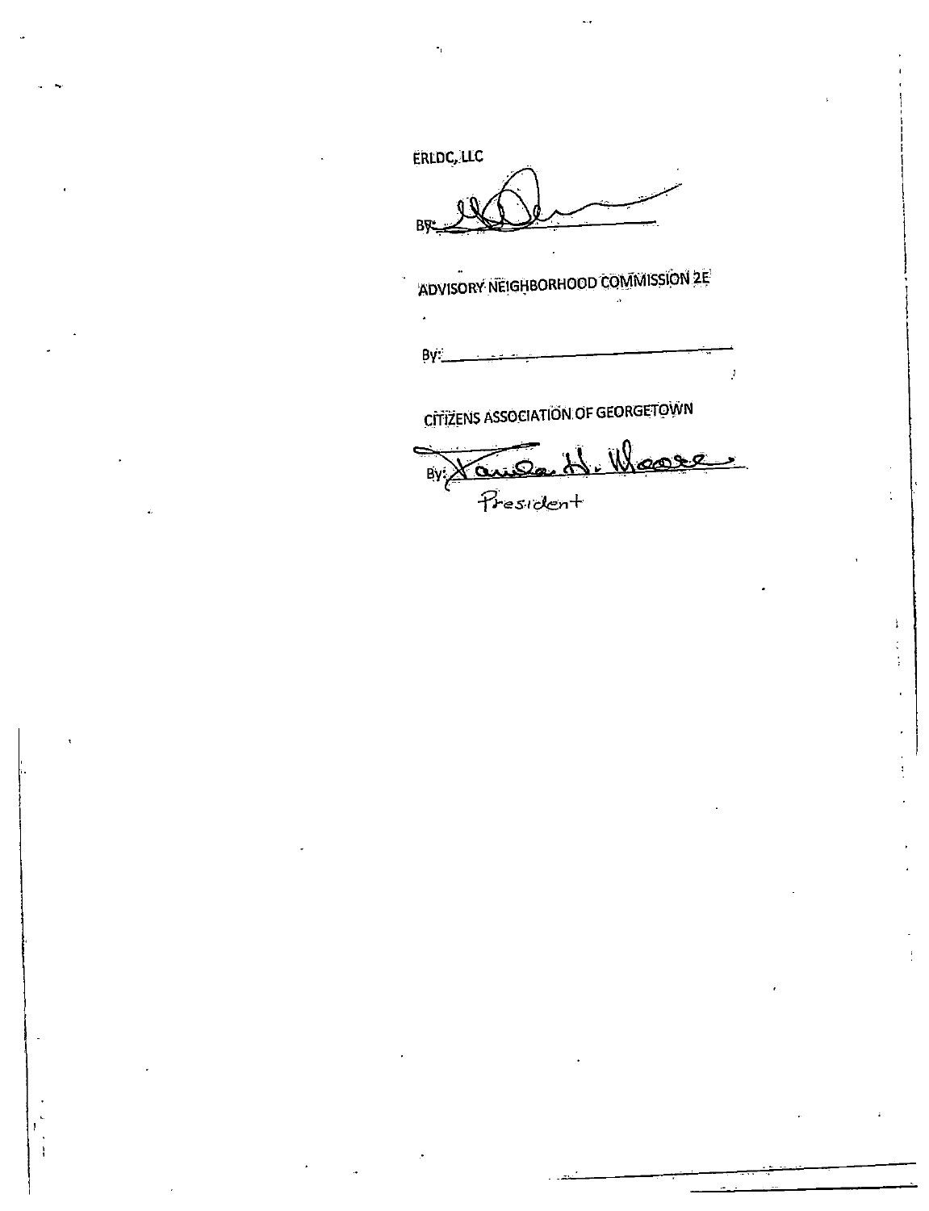ERLDC, LLC

By: _______________________

ADVISORY NEIGHBORHOOD COMMISSION 2E

By: _______________________

CITIZENS ASSOCIATION OF GEORGETOWN

By: Pamela H. Moore

President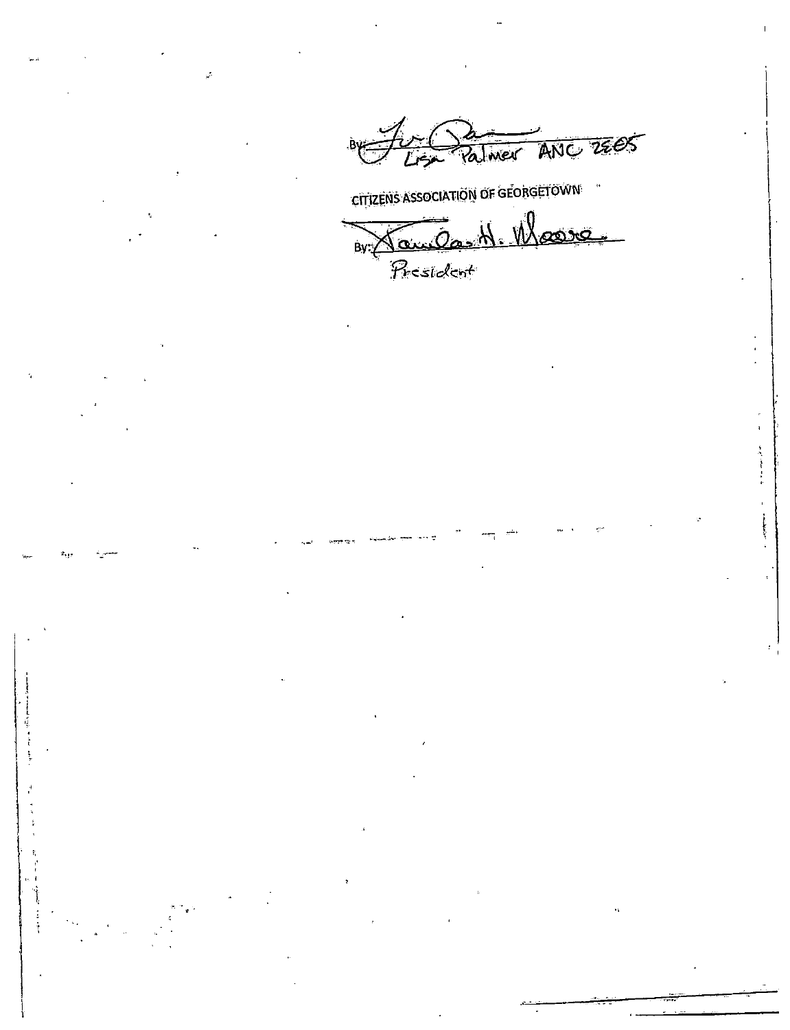By: Lisa Palmer ANC 2E05

CITIZENS ASSOCIATION OF GEORGETOWN

By: Pamela H. Moore

President